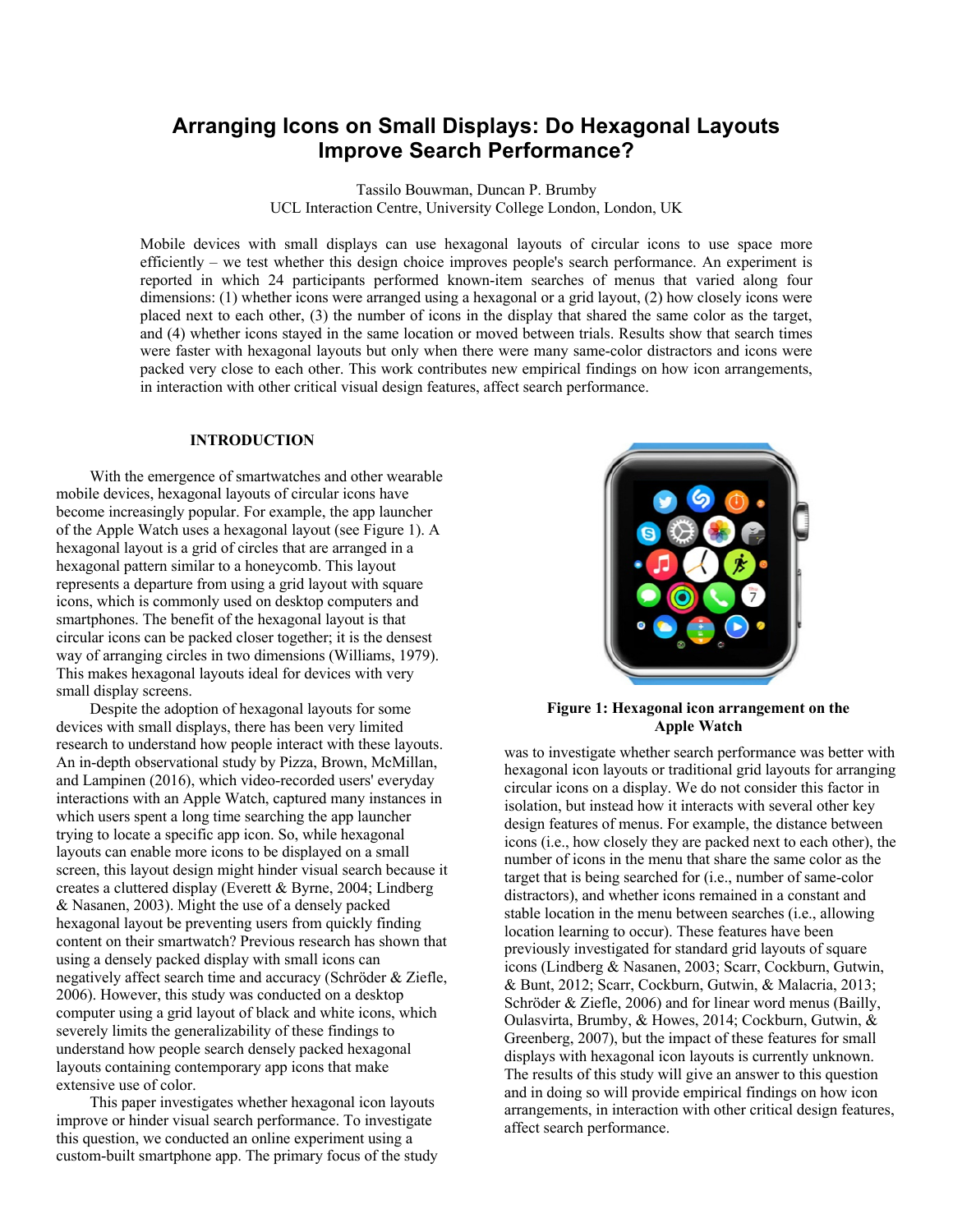# Arranging Icons on Small Displays: Do Hexagonal Layouts Improve Search Performance?

Tassilo Bouwman, Duncan P. Brumby
UCL Interaction Centre, University College London, London, UK

Mobile devices with small displays can use hexagonal layouts of circular icons to use space more efficiently – we test whether this design choice improves people's search performance. An experiment is reported in which 24 participants performed known-item searches of menus that varied along four dimensions: (1) whether icons were arranged using a hexagonal or a grid layout, (2) how closely icons were placed next to each other, (3) the number of icons in the display that shared the same color as the target, and (4) whether icons stayed in the same location or moved between trials. Results show that search times were faster with hexagonal layouts but only when there were many same-color distractors and icons were packed very close to each other. This work contributes new empirical findings on how icon arrangements, in interaction with other critical visual design features, affect search performance.

## INTRODUCTION

With the emergence of smartwatches and other wearable mobile devices, hexagonal layouts of circular icons have become increasingly popular. For example, the app launcher of the Apple Watch uses a hexagonal layout (see Figure 1). A hexagonal layout is a grid of circles that are arranged in a hexagonal pattern similar to a honeycomb. This layout represents a departure from using a grid layout with square icons, which is commonly used on desktop computers and smartphones. The benefit of the hexagonal layout is that circular icons can be packed closer together; it is the densest way of arranging circles in two dimensions (Williams, 1979). This makes hexagonal layouts ideal for devices with very small display screens.

Despite the adoption of hexagonal layouts for some devices with small displays, there has been very limited research to understand how people interact with these layouts. An in-depth observational study by Pizza, Brown, McMillan, and Lampinen (2016), which video-recorded users' everyday interactions with an Apple Watch, captured many instances in which users spent a long time searching the app launcher trying to locate a specific app icon. So, while hexagonal layouts can enable more icons to be displayed on a small screen, this layout design might hinder visual search because it creates a cluttered display (Everett & Byrne, 2004; Lindberg & Nasanen, 2003). Might the use of a densely packed hexagonal layout be preventing users from quickly finding content on their smartwatch? Previous research has shown that using a densely packed display with small icons can negatively affect search time and accuracy (Schröder & Ziefle, 2006). However, this study was conducted on a desktop computer using a grid layout of black and white icons, which severely limits the generalizability of these findings to understand how people search densely packed hexagonal layouts containing contemporary app icons that make extensive use of color.

This paper investigates whether hexagonal icon layouts improve or hinder visual search performance. To investigate this question, we conducted an online experiment using a custom-built smartphone app. The primary focus of the study was to investigate whether search performance was better with hexagonal icon layouts or traditional grid layouts for arranging circular icons on a display. We do not consider this factor in isolation, but instead how it interacts with several other key design features of menus. For example, the distance between icons (i.e., how closely they are packed next to each other), the number of icons in the menu that share the same color as the target that is being searched for (i.e., number of same-color distractors), and whether icons remained in a constant and stable location in the menu between searches (i.e., allowing location learning to occur). These features have been previously investigated for standard grid layouts of square icons (Lindberg & Nasanen, 2003; Scarr, Cockburn, Gutwin, & Bunt, 2012; Scarr, Cockburn, Gutwin, & Malacria, 2013; Schröder & Ziefle, 2006) and for linear word menus (Bailly, Oulasvirta, Brumby, & Howes, 2014; Cockburn, Gutwin, & Greenberg, 2007), but the impact of these features for small displays with hexagonal icon layouts is currently unknown. The results of this study will give an answer to this question and in doing so will provide empirical findings on how icon arrangements, in interaction with other critical design features, affect search performance.

**Figure 1: Hexagonal icon arrangement on the Apple Watch**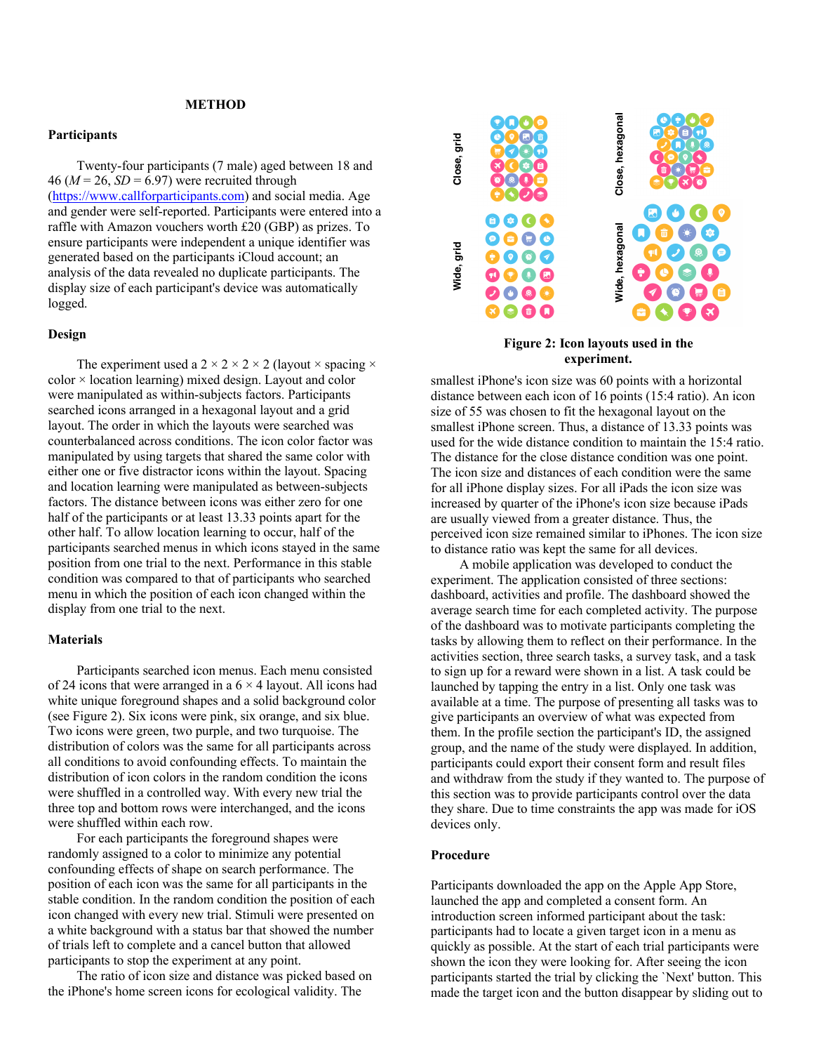## METHOD

### Participants

Twenty-four participants (7 male) aged between 18 and 46 ($M$ = 26, $SD$ = 6.97) were recruited through (https://www.callforparticipants.com) and social media. Age and gender were self-reported. Participants were entered into a raffle with Amazon vouchers worth £20 (GBP) as prizes. To ensure participants were independent a unique identifier was generated based on the participants iCloud account; an analysis of the data revealed no duplicate participants. The display size of each participant's device was automatically logged.

### Design

The experiment used a 2 × 2 × 2 × 2 (layout × spacing × color × location learning) mixed design. Layout and color were manipulated as within-subjects factors. Participants searched icons arranged in a hexagonal layout and a grid layout. The order in which the layouts were searched was counterbalanced across conditions. The icon color factor was manipulated by using targets that shared the same color with either one or five distractor icons within the layout. Spacing and location learning were manipulated as between-subjects factors. The distance between icons was either zero for one half of the participants or at least 13.33 points apart for the other half. To allow location learning to occur, half of the participants searched menus in which icons stayed in the same position from one trial to the next. Performance in this stable condition was compared to that of participants who searched menu in which the position of each icon changed within the display from one trial to the next.

### Materials

Participants searched icon menus. Each menu consisted of 24 icons that were arranged in a 6 × 4 layout. All icons had white unique foreground shapes and a solid background color (see Figure 2). Six icons were pink, six orange, and six blue. Two icons were green, two purple, and two turquoise. The distribution of colors was the same for all participants across all conditions to avoid confounding effects. To maintain the distribution of icon colors in the random condition the icons were shuffled in a controlled way. With every new trial the three top and bottom rows were interchanged, and the icons were shuffled within each row.

For each participants the foreground shapes were randomly assigned to a color to minimize any potential confounding effects of shape on search performance. The position of each icon was the same for all participants in the stable condition. In the random condition the position of each icon changed with every new trial. Stimuli were presented on a white background with a status bar that showed the number of trials left to complete and a cancel button that allowed participants to stop the experiment at any point.

The ratio of icon size and distance was picked based on the iPhone's home screen icons for ecological validity. The smallest iPhone's icon size was 60 points with a horizontal distance between each icon of 16 points (15:4 ratio). An icon size of 55 was chosen to fit the hexagonal layout on the smallest iPhone screen. Thus, a distance of 13.33 points was used for the wide distance condition to maintain the 15:4 ratio. The distance for the close distance condition was one point. The icon size and distances of each condition were the same for all iPhone display sizes. For all iPads the icon size was increased by quarter of the iPhone's icon size because iPads are usually viewed from a greater distance. Thus, the perceived icon size remained similar to iPhones. The icon size to distance ratio was kept the same for all devices.

**Figure 2: Icon layouts used in the experiment.**

A mobile application was developed to conduct the experiment. The application consisted of three sections: dashboard, activities and profile. The dashboard showed the average search time for each completed activity. The purpose of the dashboard was to motivate participants completing the tasks by allowing them to reflect on their performance. In the activities section, three search tasks, a survey task, and a task to sign up for a reward were shown in a list. A task could be launched by tapping the entry in a list. Only one task was available at a time. The purpose of presenting all tasks was to give participants an overview of what was expected from them. In the profile section the participant's ID, the assigned group, and the name of the study were displayed. In addition, participants could export their consent form and result files and withdraw from the study if they wanted to. The purpose of this section was to provide participants control over the data they share. Due to time constraints the app was made for iOS devices only.

### Procedure

Participants downloaded the app on the Apple App Store, launched the app and completed a consent form. An introduction screen informed participant about the task: participants had to locate a given target icon in a menu as quickly as possible. At the start of each trial participants were shown the icon they were looking for. After seeing the icon participants started the trial by clicking the `Next' button. This made the target icon and the button disappear by sliding out to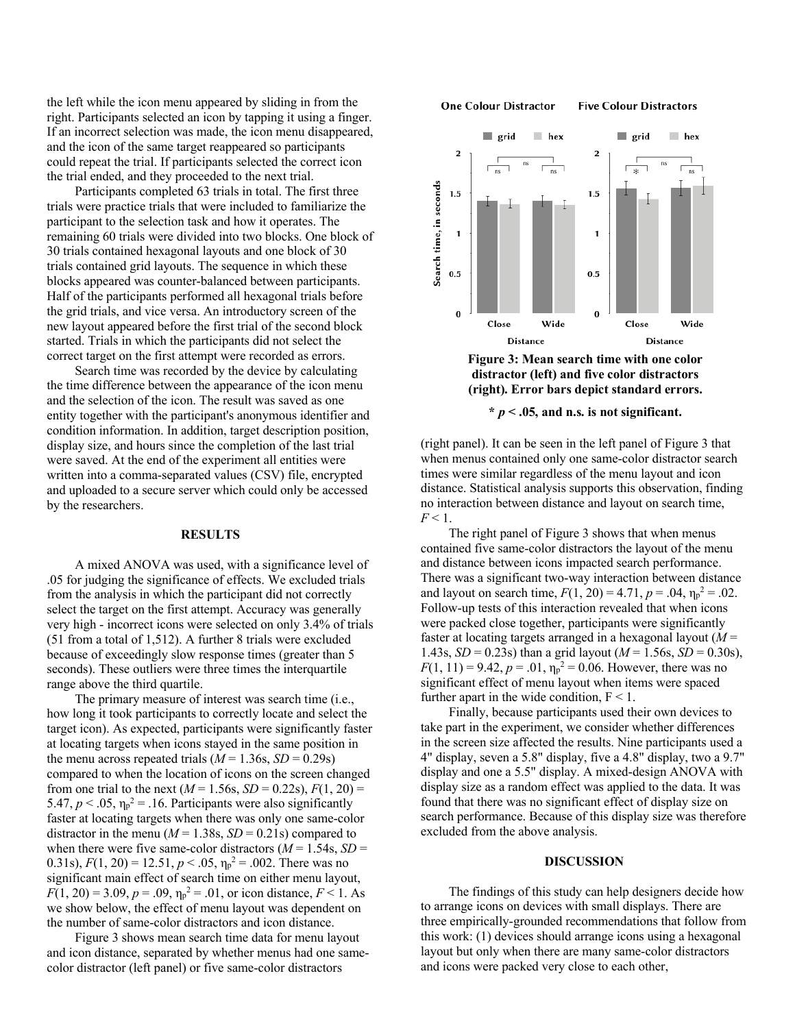the left while the icon menu appeared by sliding in from the right. Participants selected an icon by tapping it using a finger. If an incorrect selection was made, the icon menu disappeared, and the icon of the same target reappeared so participants could repeat the trial. If participants selected the correct icon the trial ended, and they proceeded to the next trial.

Participants completed 63 trials in total. The first three trials were practice trials that were included to familiarize the participant to the selection task and how it operates. The remaining 60 trials were divided into two blocks. One block of 30 trials contained hexagonal layouts and one block of 30 trials contained grid layouts. The sequence in which these blocks appeared was counter-balanced between participants. Half of the participants performed all hexagonal trials before the grid trials, and vice versa. An introductory screen of the new layout appeared before the first trial of the second block started. Trials in which the participants did not select the correct target on the first attempt were recorded as errors.

Search time was recorded by the device by calculating the time difference between the appearance of the icon menu and the selection of the icon. The result was saved as one entity together with the participant's anonymous identifier and condition information. In addition, target description position, display size, and hours since the completion of the last trial were saved. At the end of the experiment all entities were written into a comma-separated values (CSV) file, encrypted and uploaded to a secure server which could only be accessed by the researchers.

## RESULTS

A mixed ANOVA was used, with a significance level of .05 for judging the significance of effects. We excluded trials from the analysis in which the participant did not correctly select the target on the first attempt. Accuracy was generally very high - incorrect icons were selected on only 3.4% of trials (51 from a total of 1,512). A further 8 trials were excluded because of exceedingly slow response times (greater than 5 seconds). These outliers were three times the interquartile range above the third quartile.

The primary measure of interest was search time (i.e., how long it took participants to correctly locate and select the target icon). As expected, participants were significantly faster at locating targets when icons stayed in the same position in the menu across repeated trials ($M$ = 1.36s, $SD$ = 0.29s) compared to when the location of icons on the screen changed from one trial to the next ($M$ = 1.56s, $SD$ = 0.22s), $F(1, 20) = 5.47$, $p < .05$, $\eta_p^2 = .16$. Participants were also significantly faster at locating targets when there was only one same-color distractor in the menu ($M$ = 1.38s, $SD$ = 0.21s) compared to when there were five same-color distractors ($M$ = 1.54s, $SD$ = 0.31s), $F(1, 20) = 12.51$, $p < .05$, $\eta_p^2 = .002$. There was no significant main effect of search time on either menu layout, $F(1, 20) = 3.09$, $p = .09$, $\eta_p^2 = .01$, or icon distance, $F < 1$. As we show below, the effect of menu layout was dependent on the number of same-color distractors and icon distance.

Figure 3 shows mean search time data for menu layout and icon distance, separated by whether menus had one same-color distractor (left panel) or five same-color distractors (right panel). It can be seen in the left panel of Figure 3 that when menus contained only one same-color distractor search times were similar regardless of the menu layout and icon distance. Statistical analysis supports this observation, finding no interaction between distance and layout on search time, $F < 1$.

**Figure 3: Mean search time with one color distractor (left) and five color distractors (right). Error bars depict standard errors.**

**\* $p < .05$, and n.s. is not significant.**

The right panel of Figure 3 shows that when menus contained five same-color distractors the layout of the menu and distance between icons impacted search performance. There was a significant two-way interaction between distance and layout on search time, $F(1, 20) = 4.71$, $p = .04$, $\eta_p^2 = .02$. Follow-up tests of this interaction revealed that when icons were packed close together, participants were significantly faster at locating targets arranged in a hexagonal layout ($M$ = 1.43s, $SD$ = 0.23s) than a grid layout ($M$ = 1.56s, $SD$ = 0.30s), $F(1, 11) = 9.42$, $p = .01$, $\eta_p^2 = 0.06$. However, there was no significant effect of menu layout when items were spaced further apart in the wide condition, $F < 1$.

Finally, because participants used their own devices to take part in the experiment, we consider whether differences in the screen size affected the results. Nine participants used a 4" display, seven a 5.8" display, five a 4.8" display, two a 9.7" display and one a 5.5" display. A mixed-design ANOVA with display size as a random effect was applied to the data. It was found that there was no significant effect of display size on search performance. Because of this display size was therefore excluded from the above analysis.

## DISCUSSION

The findings of this study can help designers decide how to arrange icons on devices with small displays. There are three empirically-grounded recommendations that follow from this work: (1) devices should arrange icons using a hexagonal layout but only when there are many same-color distractors and icons were packed very close to each other,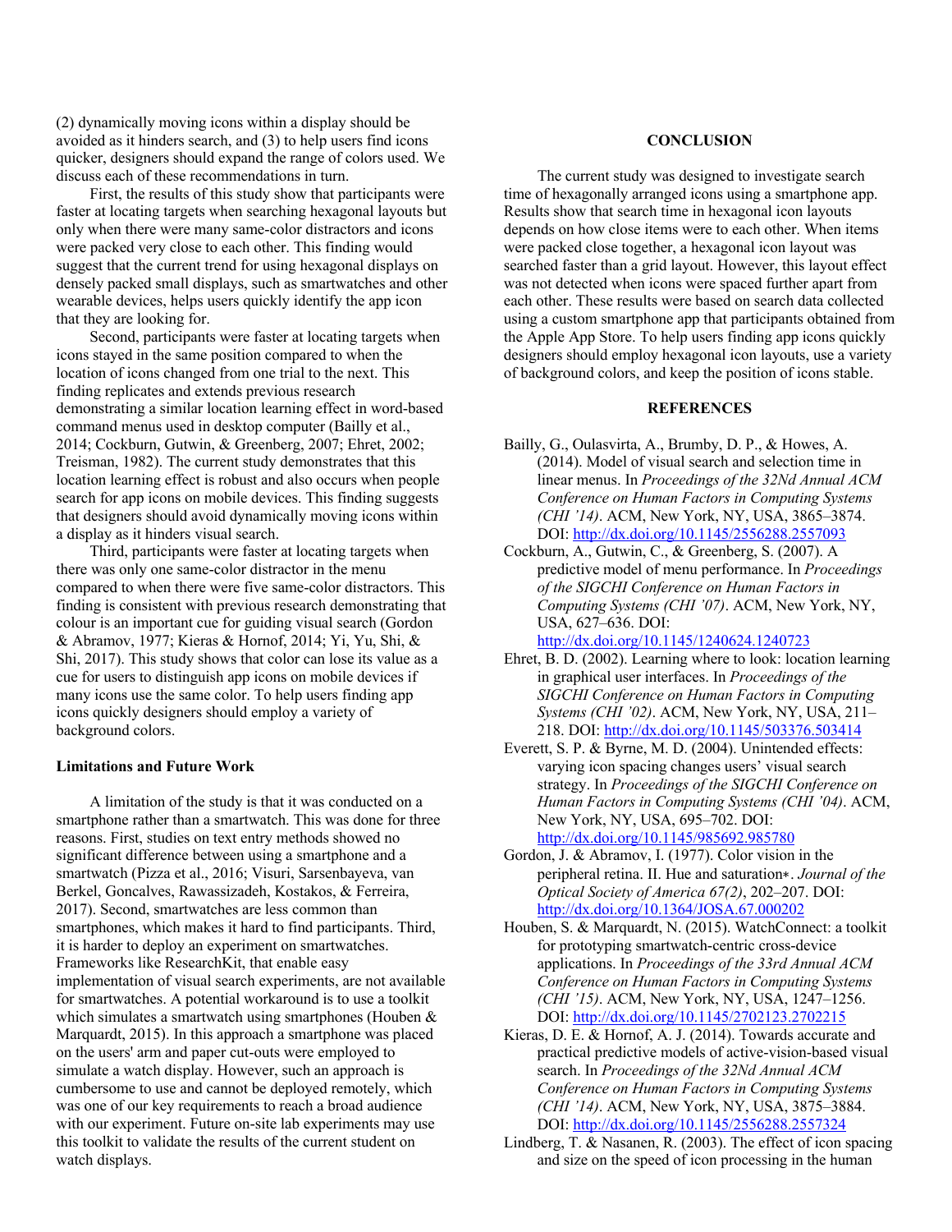(2) dynamically moving icons within a display should be avoided as it hinders search, and (3) to help users find icons quicker, designers should expand the range of colors used. We discuss each of these recommendations in turn.

First, the results of this study show that participants were faster at locating targets when searching hexagonal layouts but only when there were many same-color distractors and icons were packed very close to each other. This finding would suggest that the current trend for using hexagonal displays on densely packed small displays, such as smartwatches and other wearable devices, helps users quickly identify the app icon that they are looking for.

Second, participants were faster at locating targets when icons stayed in the same position compared to when the location of icons changed from one trial to the next. This finding replicates and extends previous research demonstrating a similar location learning effect in word-based command menus used in desktop computer (Bailly et al., 2014; Cockburn, Gutwin, & Greenberg, 2007; Ehret, 2002; Treisman, 1982). The current study demonstrates that this location learning effect is robust and also occurs when people search for app icons on mobile devices. This finding suggests that designers should avoid dynamically moving icons within a display as it hinders visual search.

Third, participants were faster at locating targets when there was only one same-color distractor in the menu compared to when there were five same-color distractors. This finding is consistent with previous research demonstrating that colour is an important cue for guiding visual search (Gordon & Abramov, 1977; Kieras & Hornof, 2014; Yi, Yu, Shi, & Shi, 2017). This study shows that color can lose its value as a cue for users to distinguish app icons on mobile devices if many icons use the same color. To help users finding app icons quickly designers should employ a variety of background colors.

### Limitations and Future Work

A limitation of the study is that it was conducted on a smartphone rather than a smartwatch. This was done for three reasons. First, studies on text entry methods showed no significant difference between using a smartphone and a smartwatch (Pizza et al., 2016; Visuri, Sarsenbayeva, van Berkel, Goncalves, Rawassizadeh, Kostakos, & Ferreira, 2017). Second, smartwatches are less common than smartphones, which makes it hard to find participants. Third, it is harder to deploy an experiment on smartwatches. Frameworks like ResearchKit, that enable easy implementation of visual search experiments, are not available for smartwatches. A potential workaround is to use a toolkit which simulates a smartwatch using smartphones (Houben & Marquardt, 2015). In this approach a smartphone was placed on the users' arm and paper cut-outs were employed to simulate a watch display. However, such an approach is cumbersome to use and cannot be deployed remotely, which was one of our key requirements to reach a broad audience with our experiment. Future on-site lab experiments may use this toolkit to validate the results of the current student on watch displays.

## CONCLUSION

The current study was designed to investigate search time of hexagonally arranged icons using a smartphone app. Results show that search time in hexagonal icon layouts depends on how close items were to each other. When items were packed close together, a hexagonal icon layout was searched faster than a grid layout. However, this layout effect was not detected when icons were spaced further apart from each other. These results were based on search data collected using a custom smartphone app that participants obtained from the Apple App Store. To help users finding app icons quickly designers should employ hexagonal icon layouts, use a variety of background colors, and keep the position of icons stable.

## REFERENCES

Bailly, G., Oulasvirta, A., Brumby, D. P., & Howes, A. (2014). Model of visual search and selection time in linear menus. In *Proceedings of the 32Nd Annual ACM Conference on Human Factors in Computing Systems (CHI '14)*. ACM, New York, NY, USA, 3865–3874. DOI: http://dx.doi.org/10.1145/2556288.2557093

Cockburn, A., Gutwin, C., & Greenberg, S. (2007). A predictive model of menu performance. In *Proceedings of the SIGCHI Conference on Human Factors in Computing Systems (CHI '07)*. ACM, New York, NY, USA, 627–636. DOI: http://dx.doi.org/10.1145/1240624.1240723

Ehret, B. D. (2002). Learning where to look: location learning in graphical user interfaces. In *Proceedings of the SIGCHI Conference on Human Factors in Computing Systems (CHI '02)*. ACM, New York, NY, USA, 211–218. DOI: http://dx.doi.org/10.1145/503376.503414

Everett, S. P. & Byrne, M. D. (2004). Unintended effects: varying icon spacing changes users' visual search strategy. In *Proceedings of the SIGCHI Conference on Human Factors in Computing Systems (CHI '04)*. ACM, New York, NY, USA, 695–702. DOI: http://dx.doi.org/10.1145/985692.985780

Gordon, J. & Abramov, I. (1977). Color vision in the peripheral retina. II. Hue and saturation∗. *Journal of the Optical Society of America 67(2)*, 202–207. DOI: http://dx.doi.org/10.1364/JOSA.67.000202

Houben, S. & Marquardt, N. (2015). WatchConnect: a toolkit for prototyping smartwatch-centric cross-device applications. In *Proceedings of the 33rd Annual ACM Conference on Human Factors in Computing Systems (CHI '15)*. ACM, New York, NY, USA, 1247–1256. DOI: http://dx.doi.org/10.1145/2702123.2702215

Kieras, D. E. & Hornof, A. J. (2014). Towards accurate and practical predictive models of active-vision-based visual search. In *Proceedings of the 32Nd Annual ACM Conference on Human Factors in Computing Systems (CHI '14)*. ACM, New York, NY, USA, 3875–3884. DOI: http://dx.doi.org/10.1145/2556288.2557324

Lindberg, T. & Nasanen, R. (2003). The effect of icon spacing and size on the speed of icon processing in the human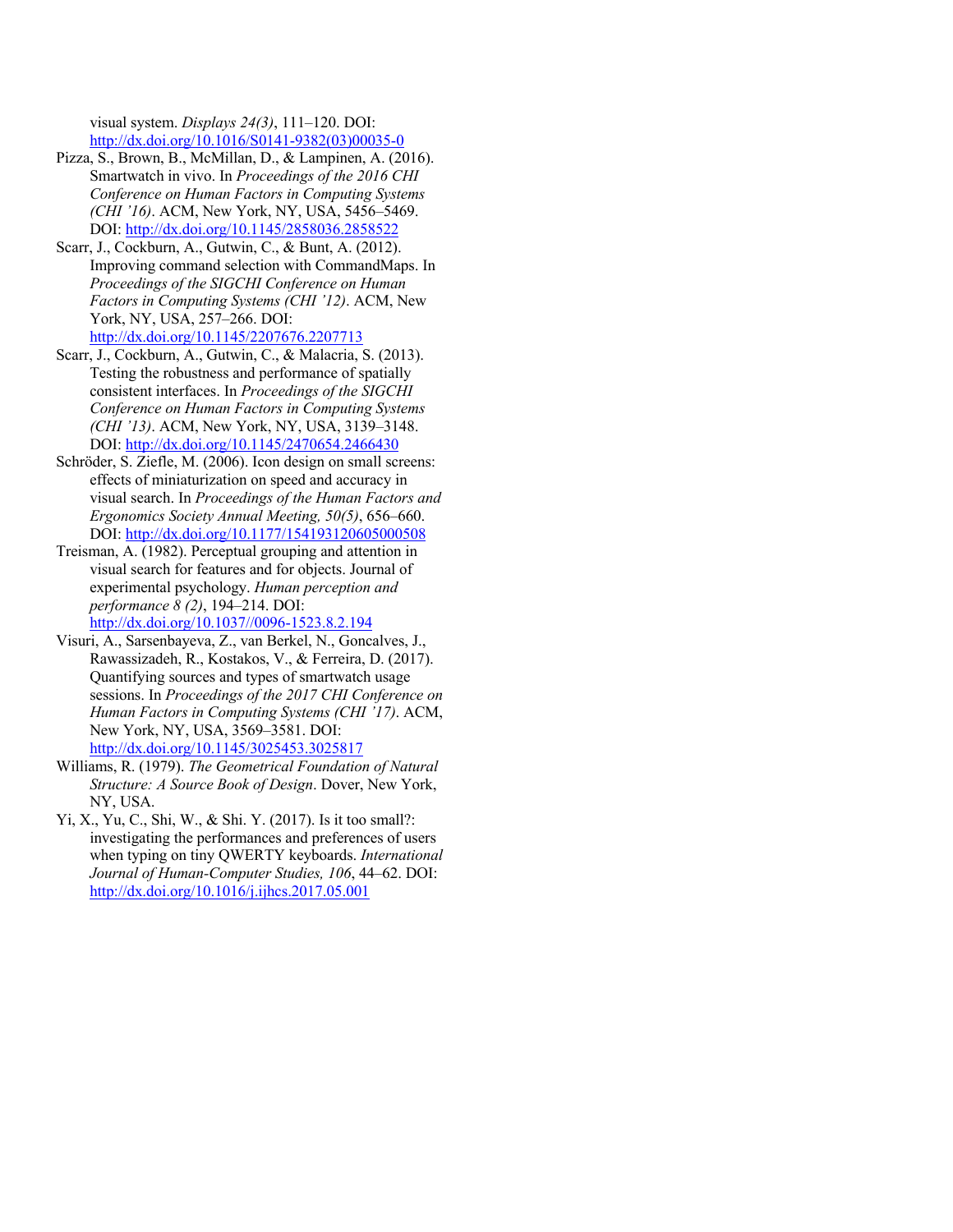visual system. *Displays 24(3)*, 111–120. DOI: http://dx.doi.org/10.1016/S0141-9382(03)00035-0

Pizza, S., Brown, B., McMillan, D., & Lampinen, A. (2016). Smartwatch in vivo. In *Proceedings of the 2016 CHI Conference on Human Factors in Computing Systems (CHI '16)*. ACM, New York, NY, USA, 5456–5469. DOI: http://dx.doi.org/10.1145/2858036.2858522

Scarr, J., Cockburn, A., Gutwin, C., & Bunt, A. (2012). Improving command selection with CommandMaps. In *Proceedings of the SIGCHI Conference on Human Factors in Computing Systems (CHI '12)*. ACM, New York, NY, USA, 257–266. DOI: http://dx.doi.org/10.1145/2207676.2207713

Scarr, J., Cockburn, A., Gutwin, C., & Malacria, S. (2013). Testing the robustness and performance of spatially consistent interfaces. In *Proceedings of the SIGCHI Conference on Human Factors in Computing Systems (CHI '13)*. ACM, New York, NY, USA, 3139–3148. DOI: http://dx.doi.org/10.1145/2470654.2466430

Schröder, S. Ziefle, M. (2006). Icon design on small screens: effects of miniaturization on speed and accuracy in visual search. In *Proceedings of the Human Factors and Ergonomics Society Annual Meeting, 50(5)*, 656–660. DOI: http://dx.doi.org/10.1177/154193120605000508

Treisman, A. (1982). Perceptual grouping and attention in visual search for features and for objects. Journal of experimental psychology. *Human perception and performance 8 (2)*, 194–214. DOI: http://dx.doi.org/10.1037//0096-1523.8.2.194

Visuri, A., Sarsenbayeva, Z., van Berkel, N., Goncalves, J., Rawassizadeh, R., Kostakos, V., & Ferreira, D. (2017). Quantifying sources and types of smartwatch usage sessions. In *Proceedings of the 2017 CHI Conference on Human Factors in Computing Systems (CHI '17)*. ACM, New York, NY, USA, 3569–3581. DOI: http://dx.doi.org/10.1145/3025453.3025817

Williams, R. (1979). *The Geometrical Foundation of Natural Structure: A Source Book of Design*. Dover, New York, NY, USA.

Yi, X., Yu, C., Shi, W., & Shi. Y. (2017). Is it too small?: investigating the performances and preferences of users when typing on tiny QWERTY keyboards. *International Journal of Human-Computer Studies, 106*, 44–62. DOI: http://dx.doi.org/10.1016/j.ijhcs.2017.05.001